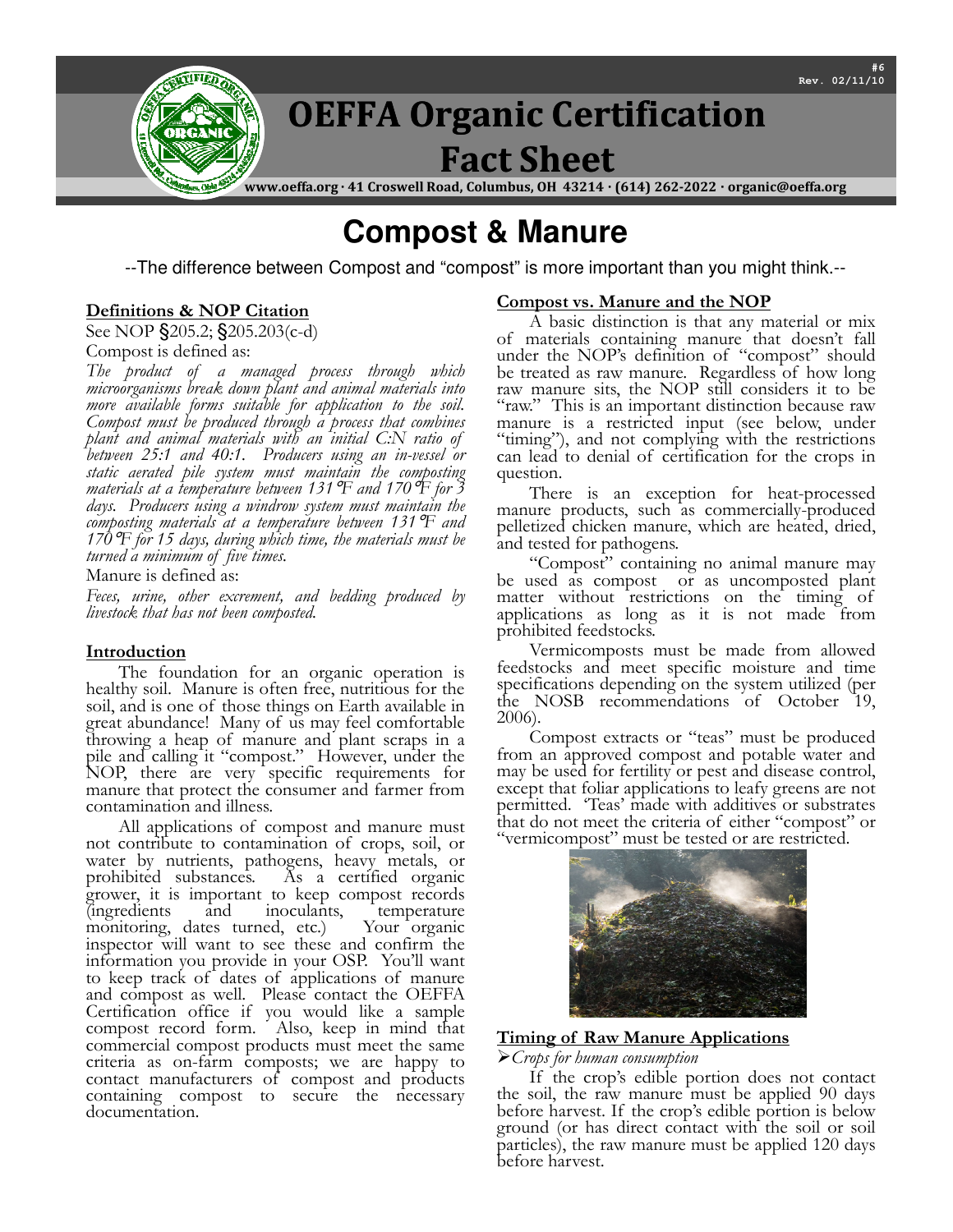# OEFFA Organic Certification Fact Sheet

www.oeffa.org · 41 Croswell Road, Columbus, OH 43214 · (614) 262-2022 · organic@oeffa.org

#6
Rev. 02/11/10

# Compost & Manure

--The difference between Compost and "compost" is more important than you might think.--

## Definitions & NOP Citation

See NOP §205.2; §205.203(c-d)

Compost is defined as:

*The product of a managed process through which microorganisms break down plant and animal materials into more available forms suitable for application to the soil. Compost must be produced through a process that combines plant and animal materials with an initial C:N ratio of between 25:1 and 40:1. Producers using an in-vessel or static aerated pile system must maintain the composting materials at a temperature between 131°F and 170°F for 3 days. Producers using a windrow system must maintain the composting materials at a temperature between 131°F and 170°F for 15 days, during which time, the materials must be turned a minimum of five times.*

Manure is defined as:

*Feces, urine, other excrement, and bedding produced by livestock that has not been composted.*

## Introduction

The foundation for an organic operation is healthy soil. Manure is often free, nutritious for the soil, and is one of those things on Earth available in great abundance! Many of us may feel comfortable throwing a heap of manure and plant scraps in a pile and calling it "compost." However, under the NOP, there are very specific requirements for manure that protect the consumer and farmer from contamination and illness.

All applications of compost and manure must not contribute to contamination of crops, soil, or water by nutrients, pathogens, heavy metals, or prohibited substances. As a certified organic grower, it is important to keep compost records (ingredients and inoculants, temperature monitoring, dates turned, etc.) Your organic inspector will want to see these and confirm the information you provide in your OSP. You'll want to keep track of dates of applications of manure and compost as well. Please contact the OEFFA Certification office if you would like a sample compost record form. Also, keep in mind that commercial compost products must meet the same criteria as on-farm composts; we are happy to contact manufacturers of compost and products containing compost to secure the necessary documentation.

## Compost vs. Manure and the NOP

A basic distinction is that any material or mix of materials containing manure that doesn't fall under the NOP's definition of "compost" should be treated as raw manure. Regardless of how long raw manure sits, the NOP still considers it to be "raw." This is an important distinction because raw manure is a restricted input (see below, under "timing"), and not complying with the restrictions can lead to denial of certification for the crops in question.

There is an exception for heat-processed manure products, such as commercially-produced pelletized chicken manure, which are heated, dried, and tested for pathogens.

"Compost" containing no animal manure may be used as compost or as uncomposted plant matter without restrictions on the timing of applications as long as it is not made from prohibited feedstocks.

Vermicomposts must be made from allowed feedstocks and meet specific moisture and time specifications depending on the system utilized (per the NOSB recommendations of October 19, 2006).

Compost extracts or "teas" must be produced from an approved compost and potable water and may be used for fertility or pest and disease control, except that foliar applications to leafy greens are not permitted. 'Teas' made with additives or substrates that do not meet the criteria of either "compost" or "vermicompost" must be tested or are restricted.

## Timing of Raw Manure Applications

- *Crops for human consumption*

If the crop's edible portion does not contact the soil, the raw manure must be applied 90 days before harvest. If the crop's edible portion is below ground (or has direct contact with the soil or soil particles), the raw manure must be applied 120 days before harvest.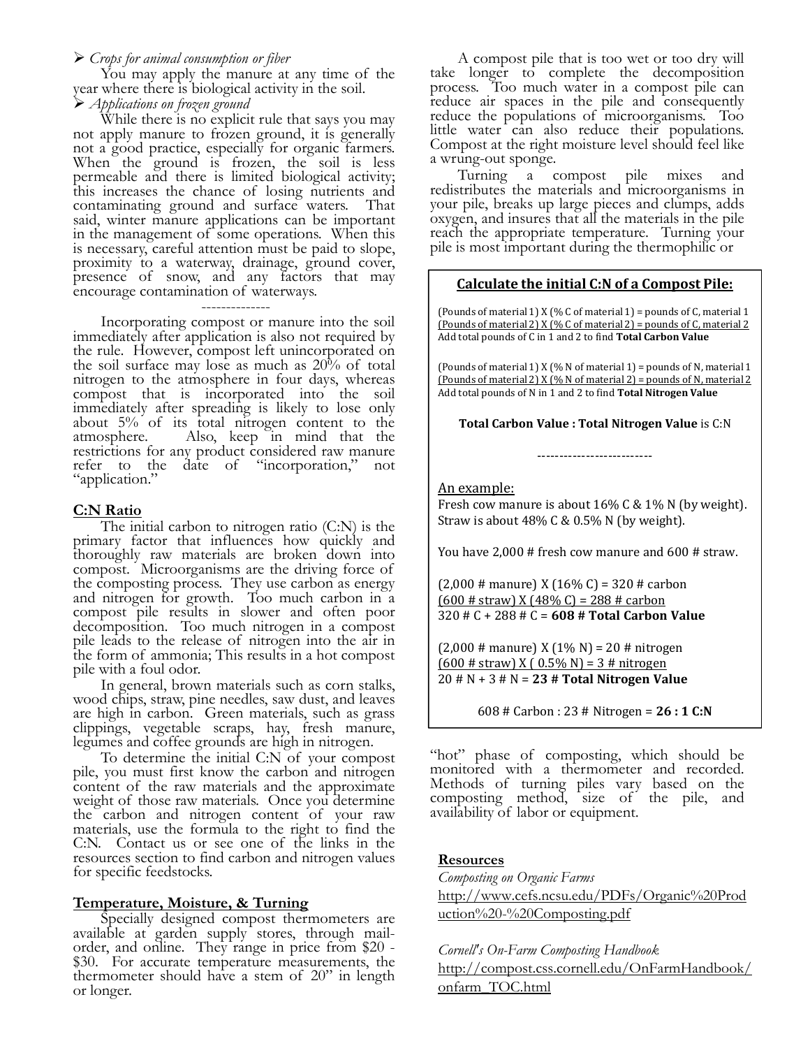- *Crops for animal consumption or fiber*

You may apply the manure at any time of the year where there is biological activity in the soil.

- *Applications on frozen ground*

While there is no explicit rule that says you may not apply manure to frozen ground, it is generally not a good practice, especially for organic farmers. When the ground is frozen, the soil is less permeable and there is limited biological activity; this increases the chance of losing nutrients and contaminating ground and surface waters. That said, winter manure applications can be important in the management of some operations. When this is necessary, careful attention must be paid to slope, proximity to a waterway, drainage, ground cover, presence of snow, and any factors that may encourage contamination of waterways.

-------------

Incorporating compost or manure into the soil immediately after application is also not required by the rule. However, compost left unincorporated on the soil surface may lose as much as 20% of total nitrogen to the atmosphere in four days, whereas compost that is incorporated into the soil immediately after spreading is likely to lose only about 5% of its total nitrogen content to the atmosphere. Also, keep in mind that the restrictions for any product considered raw manure refer to the date of "incorporation," not "application."

## C:N Ratio

The initial carbon to nitrogen ratio (C:N) is the primary factor that influences how quickly and thoroughly raw materials are broken down into compost. Microorganisms are the driving force of the composting process. They use carbon as energy and nitrogen for growth. Too much carbon in a compost pile results in slower and often poor decomposition. Too much nitrogen in a compost pile leads to the release of nitrogen into the air in the form of ammonia; This results in a hot compost pile with a foul odor.

In general, brown materials such as corn stalks, wood chips, straw, pine needles, saw dust, and leaves are high in carbon. Green materials, such as grass clippings, vegetable scraps, hay, fresh manure, legumes and coffee grounds are high in nitrogen.

To determine the initial C:N of your compost pile, you must first know the carbon and nitrogen content of the raw materials and the approximate weight of those raw materials. Once you determine the carbon and nitrogen content of your raw materials, use the formula to the right to find the C:N. Contact us or see one of the links in the resources section to find carbon and nitrogen values for specific feedstocks.

## Temperature, Moisture, & Turning

Specially designed compost thermometers are available at garden supply stores, through mail-order, and online. They range in price from $20 - $30. For accurate temperature measurements, the thermometer should have a stem of 20" in length or longer.

A compost pile that is too wet or too dry will take longer to complete the decomposition process. Too much water in a compost pile can reduce air spaces in the pile and consequently reduce the populations of microorganisms. Too little water can also reduce their populations. Compost at the right moisture level should feel like a wrung-out sponge.

Turning a compost pile mixes and redistributes the materials and microorganisms in your pile, breaks up large pieces and clumps, adds oxygen, and insures that all the materials in the pile reach the appropriate temperature. Turning your pile is most important during the thermophilic or "hot" phase of composting, which should be monitored with a thermometer and recorded. Methods of turning piles vary based on the composting method, size of the pile, and availability of labor or equipment.

### Calculate the initial C:N of a Compost Pile:

(Pounds of material 1) X (% C of material 1) = pounds of C, material 1
(Pounds of material 2) X (% C of material 2) = pounds of C, material 2
Add total pounds of C in 1 and 2 to find **Total Carbon Value**

(Pounds of material 1) X (% N of material 1) = pounds of N, material 1
(Pounds of material 2) X (% N of material 2) = pounds of N, material 2
Add total pounds of N in 1 and 2 to find **Total Nitrogen Value**

**Total Carbon Value : Total Nitrogen Value** is C:N

-------------------------

An example:

Fresh cow manure is about 16% C & 1% N (by weight).
Straw is about 48% C & 0.5% N (by weight).

You have 2,000 # fresh cow manure and 600 # straw.

(2,000 # manure) X (16% C) = 320 # carbon
(600 # straw) X (48% C) = 288 # carbon
320 # C + 288 # C = **608 # Total Carbon Value**

(2,000 # manure) X (1% N) = 20 # nitrogen
(600 # straw) X ( 0.5% N) = 3 # nitrogen
20 # N + 3 # N = **23 # Total Nitrogen Value**

608 # Carbon : 23 # Nitrogen = **26 : 1 C:N**

## Resources

*Composting on Organic Farms*
http://www.cefs.ncsu.edu/PDFs/Organic%20Production%20-%20Composting.pdf

*Cornell's On-Farm Composting Handbook*
http://compost.css.cornell.edu/OnFarmHandbook/onfarm_TOC.html